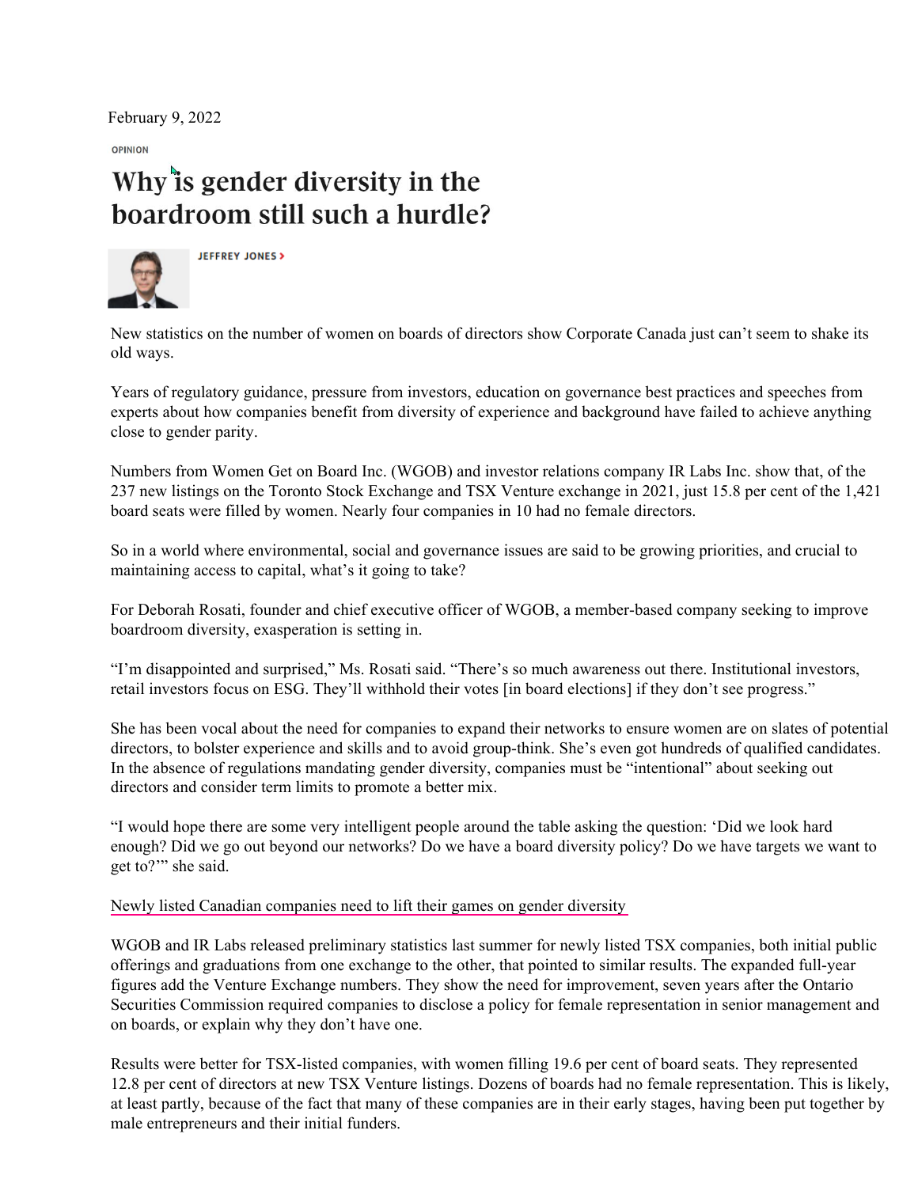February 9, 2022

OPINION

# Why is gender diversity in the boardroom still such a hurdle?

JEFFREY JONES

New statistics on the number of women on boards of directors show Corporate Canada just can't seem to shake its old ways.

Years of regulatory guidance, pressure from investors, education on governance best practices and speeches from experts about how companies benefit from diversity of experience and background have failed to achieve anything close to gender parity.

Numbers from Women Get on Board Inc. (WGOB) and investor relations company IR Labs Inc. show that, of the 237 new listings on the Toronto Stock Exchange and TSX Venture exchange in 2021, just 15.8 per cent of the 1,421 board seats were filled by women. Nearly four companies in 10 had no female directors.

So in a world where environmental, social and governance issues are said to be growing priorities, and crucial to maintaining access to capital, what's it going to take?

For Deborah Rosati, founder and chief executive officer of WGOB, a member-based company seeking to improve boardroom diversity, exasperation is setting in.

"I'm disappointed and surprised," Ms. Rosati said. "There's so much awareness out there. Institutional investors, retail investors focus on ESG. They'll withhold their votes [in board elections] if they don't see progress."

She has been vocal about the need for companies to expand their networks to ensure women are on slates of potential directors, to bolster experience and skills and to avoid group-think. She's even got hundreds of qualified candidates. In the absence of regulations mandating gender diversity, companies must be "intentional" about seeking out directors and consider term limits to promote a better mix.

"I would hope there are some very intelligent people around the table asking the question: 'Did we look hard enough? Did we go out beyond our networks? Do we have a board diversity policy? Do we have targets we want to get to?'" she said.

Newly listed Canadian companies need to lift their games on gender diversity

WGOB and IR Labs released preliminary statistics last summer for newly listed TSX companies, both initial public offerings and graduations from one exchange to the other, that pointed to similar results. The expanded full-year figures add the Venture Exchange numbers. They show the need for improvement, seven years after the Ontario Securities Commission required companies to disclose a policy for female representation in senior management and on boards, or explain why they don't have one.

Results were better for TSX-listed companies, with women filling 19.6 per cent of board seats. They represented 12.8 per cent of directors at new TSX Venture listings. Dozens of boards had no female representation. This is likely, at least partly, because of the fact that many of these companies are in their early stages, having been put together by male entrepreneurs and their initial funders.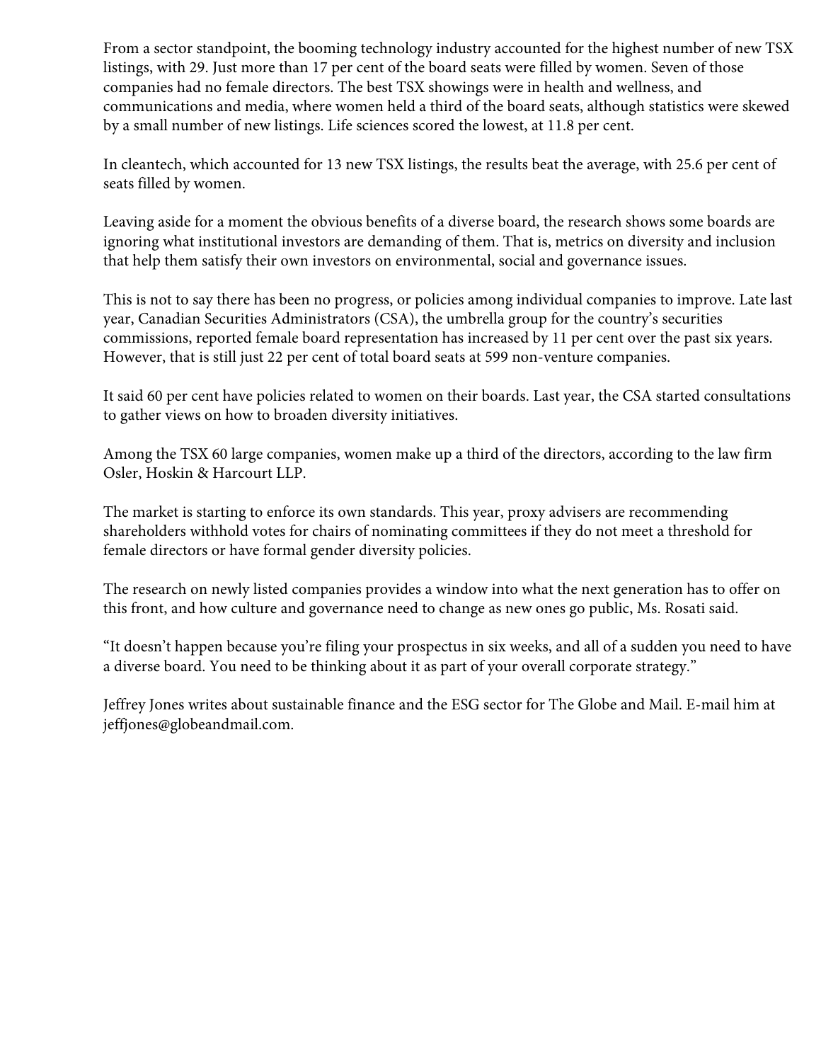From a sector standpoint, the booming technology industry accounted for the highest number of new TSX listings, with 29. Just more than 17 per cent of the board seats were filled by women. Seven of those companies had no female directors. The best TSX showings were in health and wellness, and communications and media, where women held a third of the board seats, although statistics were skewed by a small number of new listings. Life sciences scored the lowest, at 11.8 per cent.

In cleantech, which accounted for 13 new TSX listings, the results beat the average, with 25.6 per cent of seats filled by women.

Leaving aside for a moment the obvious benefits of a diverse board, the research shows some boards are ignoring what institutional investors are demanding of them. That is, metrics on diversity and inclusion that help them satisfy their own investors on environmental, social and governance issues.

This is not to say there has been no progress, or policies among individual companies to improve. Late last year, Canadian Securities Administrators (CSA), the umbrella group for the country's securities commissions, reported female board representation has increased by 11 per cent over the past six years. However, that is still just 22 per cent of total board seats at 599 non-venture companies.

It said 60 per cent have policies related to women on their boards. Last year, the CSA started consultations to gather views on how to broaden diversity initiatives.

Among the TSX 60 large companies, women make up a third of the directors, according to the law firm Osler, Hoskin & Harcourt LLP.

The market is starting to enforce its own standards. This year, proxy advisers are recommending shareholders withhold votes for chairs of nominating committees if they do not meet a threshold for female directors or have formal gender diversity policies.

The research on newly listed companies provides a window into what the next generation has to offer on this front, and how culture and governance need to change as new ones go public, Ms. Rosati said.

"It doesn't happen because you're filing your prospectus in six weeks, and all of a sudden you need to have a diverse board. You need to be thinking about it as part of your overall corporate strategy."

Jeffrey Jones writes about sustainable finance and the ESG sector for The Globe and Mail. E-mail him at jeffjones@globeandmail.com.